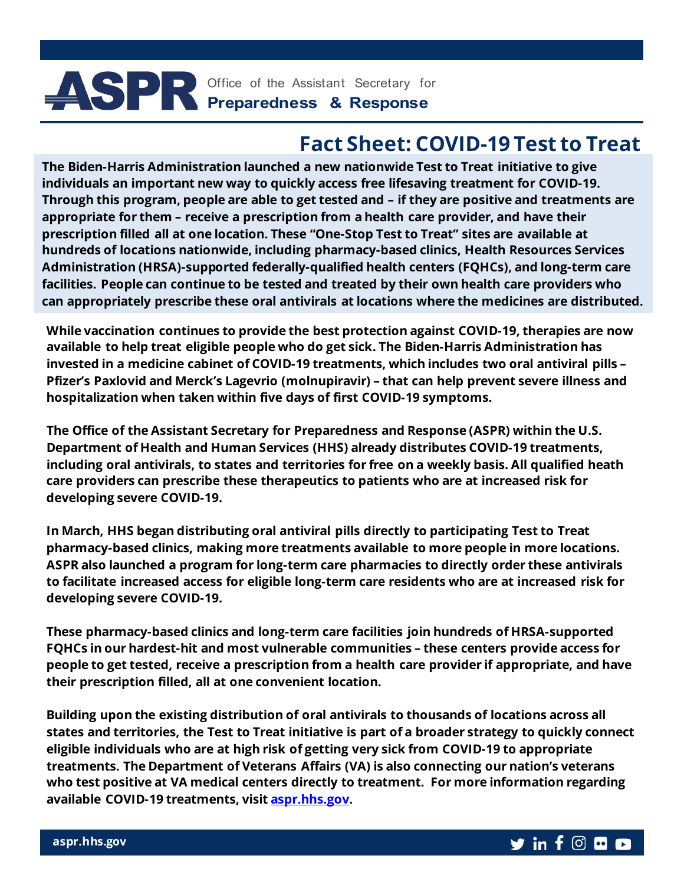ASPR Office of the Assistant Secretary for **Preparedness & Response**

# Fact Sheet: COVID-19 Test to Treat

**The Biden-Harris Administration launched a new nationwide Test to Treat initiative to give individuals an important new way to quickly access free lifesaving treatment for COVID-19. Through this program, people are able to get tested and – if they are positive and treatments are appropriate for them – receive a prescription from a health care provider, and have their prescription filled all at one location. These "One-Stop Test to Treat" sites are available at hundreds of locations nationwide, including pharmacy-based clinics, Health Resources Services Administration (HRSA)-supported federally-qualified health centers (FQHCs), and long-term care facilities. People can continue to be tested and treated by their own health care providers who can appropriately prescribe these oral antivirals at locations where the medicines are distributed.**

**While vaccination continues to provide the best protection against COVID-19, therapies are now available to help treat eligible people who do get sick. The Biden-Harris Administration has invested in a medicine cabinet of COVID-19 treatments, which includes two oral antiviral pills – Pfizer's Paxlovid and Merck's Lagevrio (molnupiravir) – that can help prevent severe illness and hospitalization when taken within five days of first COVID-19 symptoms.**

**The Office of the Assistant Secretary for Preparedness and Response (ASPR) within the U.S. Department of Health and Human Services (HHS) already distributes COVID-19 treatments, including oral antivirals, to states and territories for free on a weekly basis. All qualified heath care providers can prescribe these therapeutics to patients who are at increased risk for developing severe COVID-19.**

**In March, HHS began distributing oral antiviral pills directly to participating Test to Treat pharmacy-based clinics, making more treatments available to more people in more locations. ASPR also launched a program for long-term care pharmacies to directly order these antivirals to facilitate increased access for eligible long-term care residents who are at increased risk for developing severe COVID-19.**

**These pharmacy-based clinics and long-term care facilities join hundreds of HRSA-supported FQHCs in our hardest-hit and most vulnerable communities – these centers provide access for people to get tested, receive a prescription from a health care provider if appropriate, and have their prescription filled, all at one convenient location.**

**Building upon the existing distribution of oral antivirals to thousands of locations across all states and territories, the Test to Treat initiative is part of a broader strategy to quickly connect eligible individuals who are at high risk of getting very sick from COVID-19 to appropriate treatments. The Department of Veterans Affairs (VA) is also connecting our nation's veterans who test positive at VA medical centers directly to treatment. For more information regarding available COVID-19 treatments, visit [aspr.hhs.gov](aspr.hhs.gov).**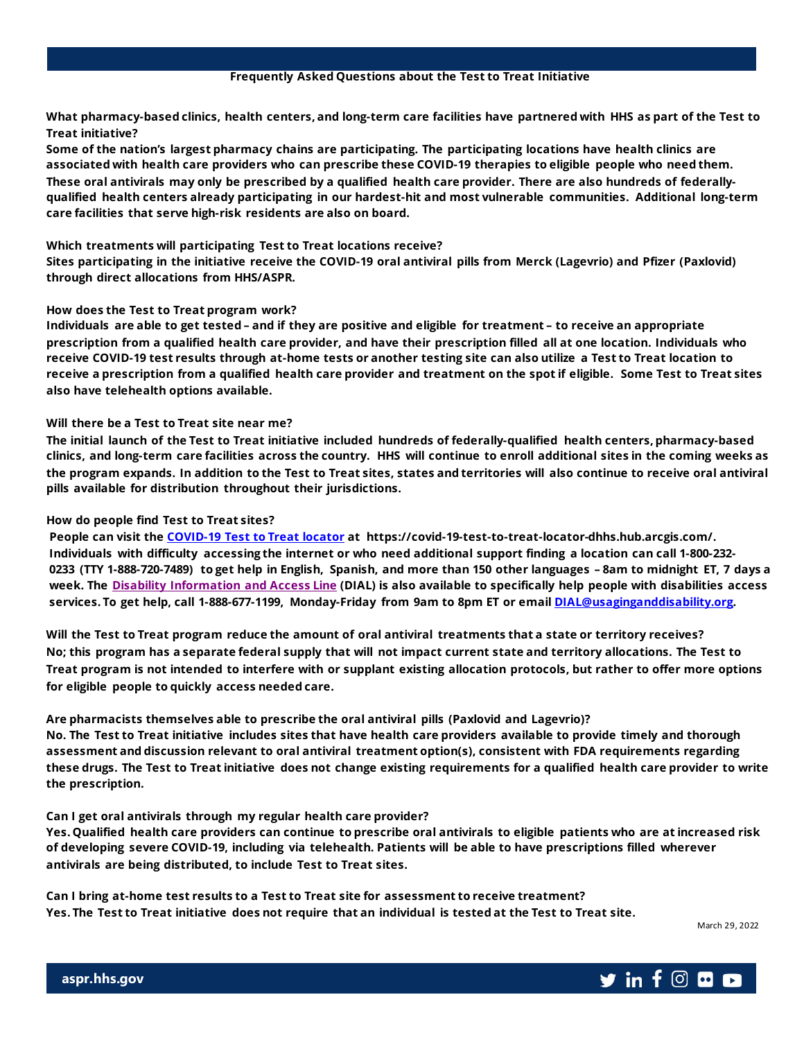## Frequently Asked Questions about the Test to Treat Initiative

**What pharmacy-based clinics, health centers, and long-term care facilities have partnered with HHS as part of the Test to Treat initiative?**
**Some of the nation's largest pharmacy chains are participating. The participating locations have health clinics are associated with health care providers who can prescribe these COVID-19 therapies to eligible people who need them. These oral antivirals may only be prescribed by a qualified health care provider. There are also hundreds of federally-qualified health centers already participating in our hardest-hit and most vulnerable communities. Additional long-term care facilities that serve high-risk residents are also on board.**

**Which treatments will participating Test to Treat locations receive?**
**Sites participating in the initiative receive the COVID-19 oral antiviral pills from Merck (Lagevrio) and Pfizer (Paxlovid) through direct allocations from HHS/ASPR.**

**How does the Test to Treat program work?**
**Individuals are able to get tested – and if they are positive and eligible for treatment – to receive an appropriate prescription from a qualified health care provider, and have their prescription filled all at one location. Individuals who receive COVID-19 test results through at-home tests or another testing site can also utilize a Test to Treat location to receive a prescription from a qualified health care provider and treatment on the spot if eligible. Some Test to Treat sites also have telehealth options available.**

**Will there be a Test to Treat site near me?**
**The initial launch of the Test to Treat initiative included hundreds of federally-qualified health centers, pharmacy-based clinics, and long-term care facilities across the country. HHS will continue to enroll additional sites in the coming weeks as the program expands. In addition to the Test to Treat sites, states and territories will also continue to receive oral antiviral pills available for distribution throughout their jurisdictions.**

**How do people find Test to Treat sites?**
**People can visit the COVID-19 Test to Treat locator at https://covid-19-test-to-treat-locator-dhhs.hub.arcgis.com/. Individuals with difficulty accessing the internet or who need additional support finding a location can call 1-800-232-0233 (TTY 1-888-720-7489) to get help in English, Spanish, and more than 150 other languages – 8am to midnight ET, 7 days a week. The Disability Information and Access Line (DIAL) is also available to specifically help people with disabilities access services. To get help, call 1-888-677-1199, Monday-Friday from 9am to 8pm ET or email DIAL@usaginganddisability.org.**

**Will the Test to Treat program reduce the amount of oral antiviral treatments that a state or territory receives?**
**No; this program has a separate federal supply that will not impact current state and territory allocations. The Test to Treat program is not intended to interfere with or supplant existing allocation protocols, but rather to offer more options for eligible people to quickly access needed care.**

**Are pharmacists themselves able to prescribe the oral antiviral pills (Paxlovid and Lagevrio)?**
**No. The Test to Treat initiative includes sites that have health care providers available to provide timely and thorough assessment and discussion relevant to oral antiviral treatment option(s), consistent with FDA requirements regarding these drugs. The Test to Treat initiative does not change existing requirements for a qualified health care provider to write the prescription.**

**Can I get oral antivirals through my regular health care provider?**
**Yes. Qualified health care providers can continue to prescribe oral antivirals to eligible patients who are at increased risk of developing severe COVID-19, including via telehealth. Patients will be able to have prescriptions filled wherever antivirals are being distributed, to include Test to Treat sites.**

**Can I bring at-home test results to a Test to Treat site for assessment to receive treatment?**
**Yes. The Test to Treat initiative does not require that an individual is tested at the Test to Treat site.**

March 29, 2022

aspr.hhs.gov